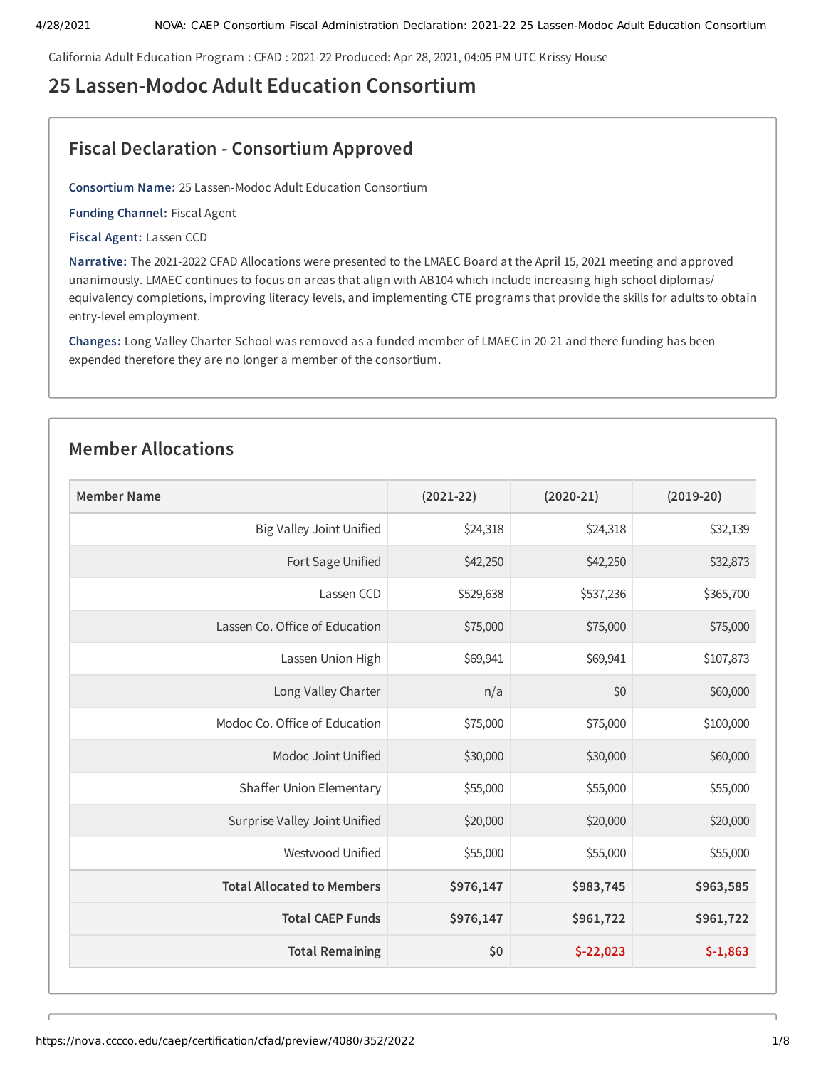California Adult Education Program : CFAD : 2021-22 Produced: Apr 28, 2021, 04:05 PM UTC Krissy House

# 25 Lassen-Modoc Adult Education Consortium

## Fiscal Declaration - Consortium Approved

**Consortium Name:** 25 Lassen-Modoc Adult Education Consortium

**Funding Channel:** Fiscal Agent

**Fiscal Agent:** Lassen CCD

**Narrative:** The 2021-2022 CFAD Allocations were presented to the LMAEC Board at the April 15, 2021 meeting and approved unanimously. LMAEC continues to focus on areas that align with AB104 which include increasing high school diplomas/ equivalency completions, improving literacy levels, and implementing CTE programs that provide the skills for adults to obtain entry-level employment.

**Changes:** Long Valley Charter School was removed as a funded member of LMAEC in 20-21 and there funding has been expended therefore they are no longer a member of the consortium.

## Member Allocations

| Member Name | (2021-22) | (2020-21) | (2019-20) |
|---|---|---|---|
| Big Valley Joint Unified | $24,318 | $24,318 | $32,139 |
| Fort Sage Unified | $42,250 | $42,250 | $32,873 |
| Lassen CCD | $529,638 | $537,236 | $365,700 |
| Lassen Co. Office of Education | $75,000 | $75,000 | $75,000 |
| Lassen Union High | $69,941 | $69,941 | $107,873 |
| Long Valley Charter | n/a | $0 | $60,000 |
| Modoc Co. Office of Education | $75,000 | $75,000 | $100,000 |
| Modoc Joint Unified | $30,000 | $30,000 | $60,000 |
| Shaffer Union Elementary | $55,000 | $55,000 | $55,000 |
| Surprise Valley Joint Unified | $20,000 | $20,000 | $20,000 |
| Westwood Unified | $55,000 | $55,000 | $55,000 |
| **Total Allocated to Members** | **$976,147** | **$983,745** | **$963,585** |
| **Total CAEP Funds** | **$976,147** | **$961,722** | **$961,722** |
| **Total Remaining** | **$0** | **$-22,023** | **$-1,863** |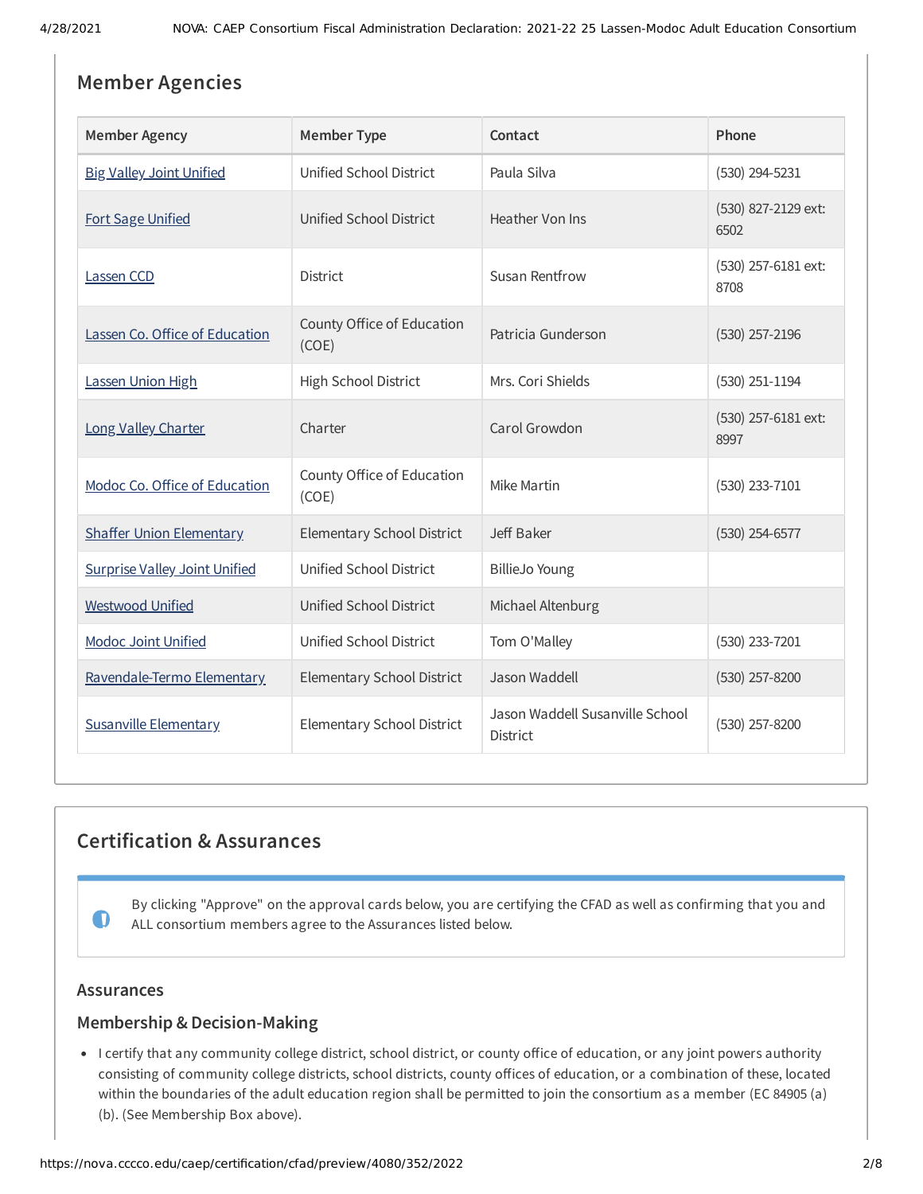## Member Agencies

| Member Agency | Member Type | Contact | Phone |
|---|---|---|---|
| Big Valley Joint Unified | Unified School District | Paula Silva | (530) 294-5231 |
| Fort Sage Unified | Unified School District | Heather Von Ins | (530) 827-2129 ext: 6502 |
| Lassen CCD | District | Susan Rentfrow | (530) 257-6181 ext: 8708 |
| Lassen Co. Office of Education | County Office of Education (COE) | Patricia Gunderson | (530) 257-2196 |
| Lassen Union High | High School District | Mrs. Cori Shields | (530) 251-1194 |
| Long Valley Charter | Charter | Carol Growdon | (530) 257-6181 ext: 8997 |
| Modoc Co. Office of Education | County Office of Education (COE) | Mike Martin | (530) 233-7101 |
| Shaffer Union Elementary | Elementary School District | Jeff Baker | (530) 254-6577 |
| Surprise Valley Joint Unified | Unified School District | BillieJo Young | |
| Westwood Unified | Unified School District | Michael Altenburg | |
| Modoc Joint Unified | Unified School District | Tom O'Malley | (530) 233-7201 |
| Ravendale-Termo Elementary | Elementary School District | Jason Waddell | (530) 257-8200 |
| Susanville Elementary | Elementary School District | Jason Waddell Susanville School District | (530) 257-8200 |

## Certification & Assurances

By clicking "Approve" on the approval cards below, you are certifying the CFAD as well as confirming that you and ALL consortium members agree to the Assurances listed below.

### Assurances

### Membership & Decision-Making

- I certify that any community college district, school district, or county office of education, or any joint powers authority consisting of community college districts, school districts, county offices of education, or a combination of these, located within the boundaries of the adult education region shall be permitted to join the consortium as a member (EC 84905 (a) (b). (See Membership Box above).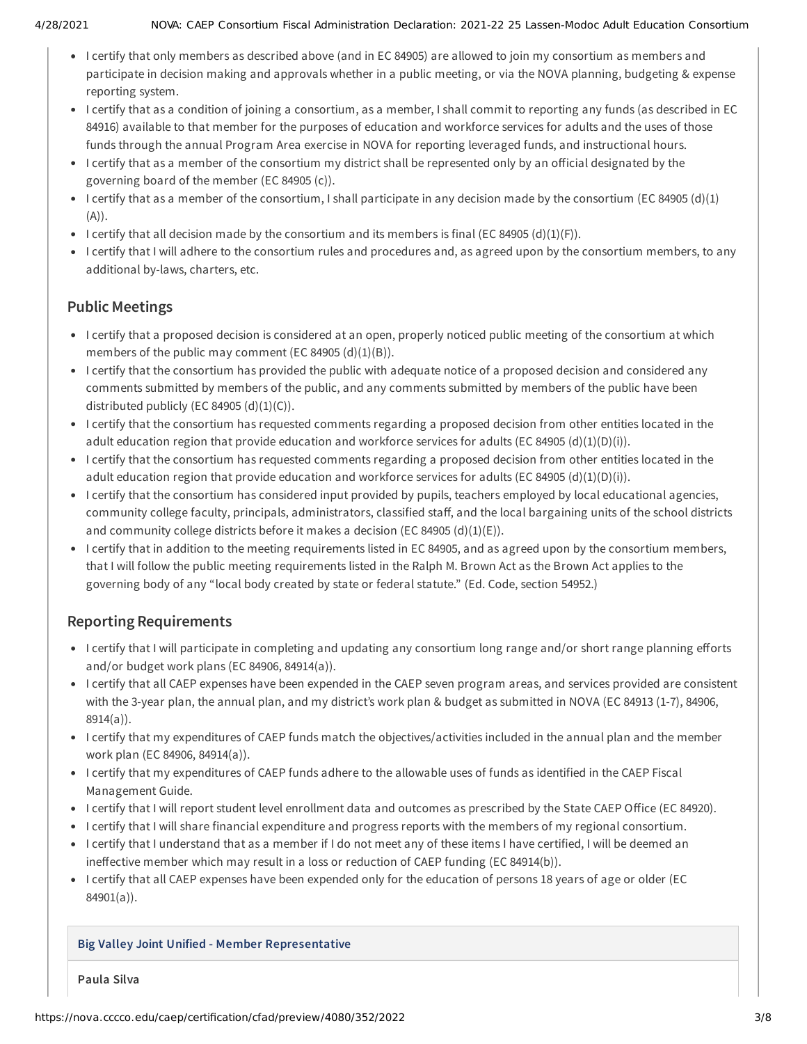- I certify that only members as described above (and in EC 84905) are allowed to join my consortium as members and participate in decision making and approvals whether in a public meeting, or via the NOVA planning, budgeting & expense reporting system.
- I certify that as a condition of joining a consortium, as a member, I shall commit to reporting any funds (as described in EC 84916) available to that member for the purposes of education and workforce services for adults and the uses of those funds through the annual Program Area exercise in NOVA for reporting leveraged funds, and instructional hours.
- I certify that as a member of the consortium my district shall be represented only by an official designated by the governing board of the member (EC 84905 (c)).
- I certify that as a member of the consortium, I shall participate in any decision made by the consortium (EC 84905 (d)(1)(A)).
- I certify that all decision made by the consortium and its members is final (EC 84905 (d)(1)(F)).
- I certify that I will adhere to the consortium rules and procedures and, as agreed upon by the consortium members, to any additional by-laws, charters, etc.

## Public Meetings

- I certify that a proposed decision is considered at an open, properly noticed public meeting of the consortium at which members of the public may comment (EC 84905 (d)(1)(B)).
- I certify that the consortium has provided the public with adequate notice of a proposed decision and considered any comments submitted by members of the public, and any comments submitted by members of the public have been distributed publicly (EC 84905 (d)(1)(C)).
- I certify that the consortium has requested comments regarding a proposed decision from other entities located in the adult education region that provide education and workforce services for adults (EC 84905 (d)(1)(D)(i)).
- I certify that the consortium has requested comments regarding a proposed decision from other entities located in the adult education region that provide education and workforce services for adults (EC 84905 (d)(1)(D)(i)).
- I certify that the consortium has considered input provided by pupils, teachers employed by local educational agencies, community college faculty, principals, administrators, classified staff, and the local bargaining units of the school districts and community college districts before it makes a decision (EC 84905 (d)(1)(E)).
- I certify that in addition to the meeting requirements listed in EC 84905, and as agreed upon by the consortium members, that I will follow the public meeting requirements listed in the Ralph M. Brown Act as the Brown Act applies to the governing body of any "local body created by state or federal statute." (Ed. Code, section 54952.)

## Reporting Requirements

- I certify that I will participate in completing and updating any consortium long range and/or short range planning efforts and/or budget work plans (EC 84906, 84914(a)).
- I certify that all CAEP expenses have been expended in the CAEP seven program areas, and services provided are consistent with the 3-year plan, the annual plan, and my district's work plan & budget as submitted in NOVA (EC 84913 (1-7), 84906, 8914(a)).
- I certify that my expenditures of CAEP funds match the objectives/activities included in the annual plan and the member work plan (EC 84906, 84914(a)).
- I certify that my expenditures of CAEP funds adhere to the allowable uses of funds as identified in the CAEP Fiscal Management Guide.
- I certify that I will report student level enrollment data and outcomes as prescribed by the State CAEP Office (EC 84920).
- I certify that I will share financial expenditure and progress reports with the members of my regional consortium.
- I certify that I understand that as a member if I do not meet any of these items I have certified, I will be deemed an ineffective member which may result in a loss or reduction of CAEP funding (EC 84914(b)).
- I certify that all CAEP expenses have been expended only for the education of persons 18 years of age or older (EC 84901(a)).

**Big Valley Joint Unified - Member Representative**

**Paula Silva**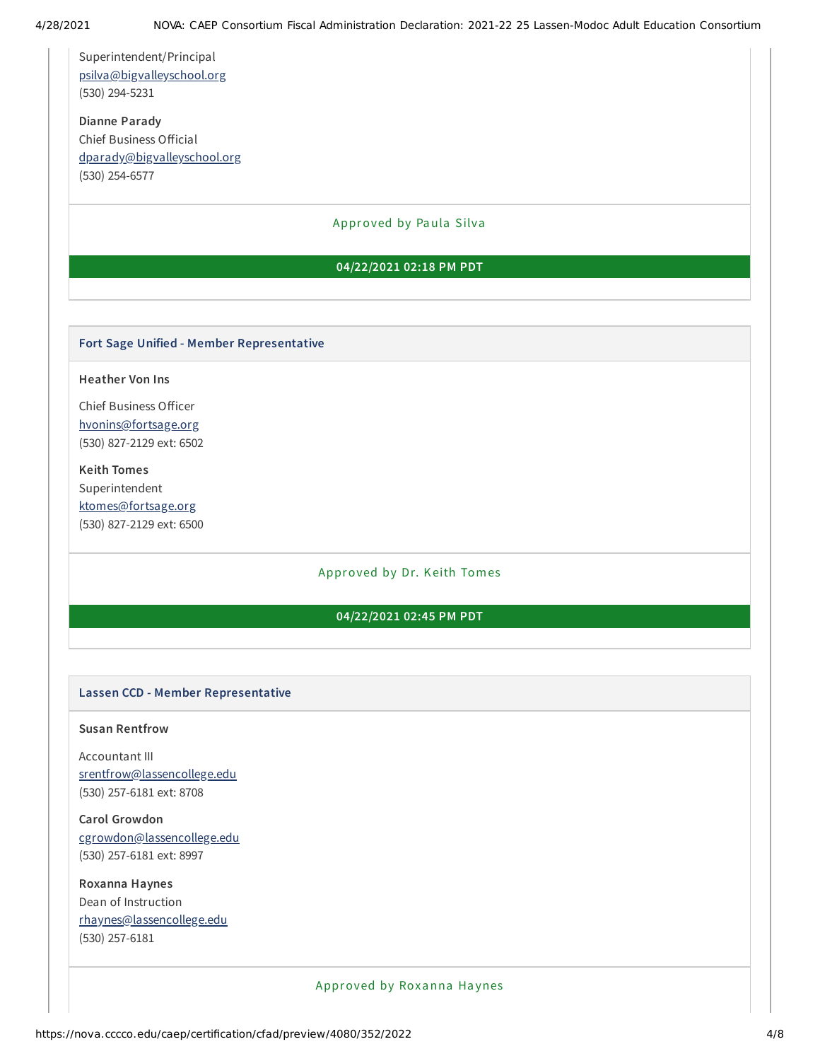Superintendent/Principal
psilva@bigvalleyschool.org
(530) 294-5231

**Dianne Parady**
Chief Business Official
dparady@bigvalleyschool.org
(530) 254-6577

Approved by Paula Silva

**04/22/2021 02:18 PM PDT**

### Fort Sage Unified - Member Representative

**Heather Von Ins**

Chief Business Officer
hvonins@fortsage.org
(530) 827-2129 ext: 6502

**Keith Tomes**
Superintendent
ktomes@fortsage.org
(530) 827-2129 ext: 6500

Approved by Dr. Keith Tomes

**04/22/2021 02:45 PM PDT**

### Lassen CCD - Member Representative

**Susan Rentfrow**

Accountant III
srentfrow@lassencollege.edu
(530) 257-6181 ext: 8708

**Carol Growdon**
cgrowdon@lassencollege.edu
(530) 257-6181 ext: 8997

**Roxanna Haynes**
Dean of Instruction
rhaynes@lassencollege.edu
(530) 257-6181

Approved by Roxanna Haynes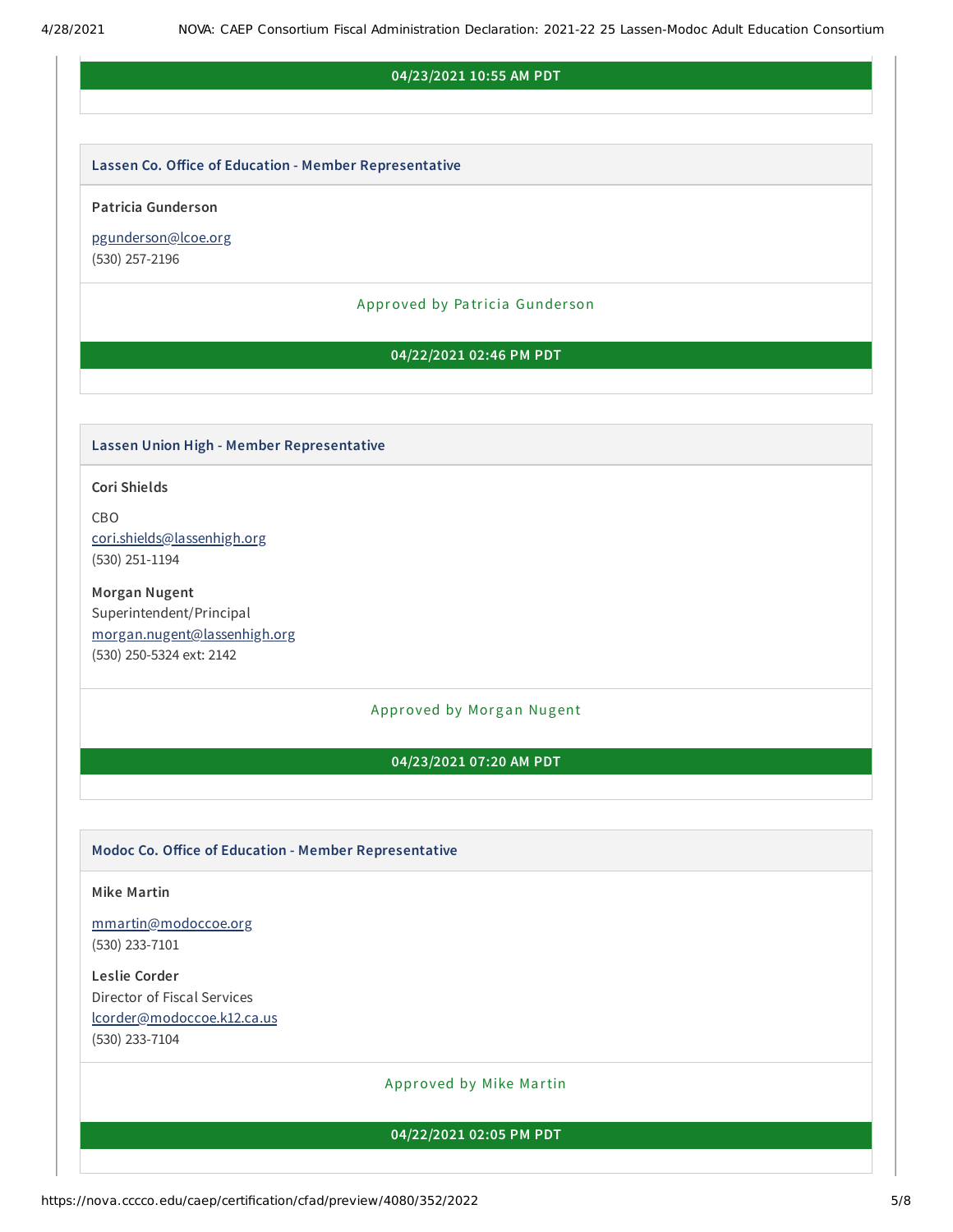**04/23/2021 10:55 AM PDT**

### Lassen Co. Office of Education - Member Representative

**Patricia Gunderson**

pgunderson@lcoe.org
(530) 257-2196

Approved by Patricia Gunderson

**04/22/2021 02:46 PM PDT**

### Lassen Union High - Member Representative

**Cori Shields**

CBO
cori.shields@lassenhigh.org
(530) 251-1194

**Morgan Nugent**
Superintendent/Principal
morgan.nugent@lassenhigh.org
(530) 250-5324 ext: 2142

Approved by Morgan Nugent

**04/23/2021 07:20 AM PDT**

### Modoc Co. Office of Education - Member Representative

**Mike Martin**

mmartin@modoccoe.org
(530) 233-7101

**Leslie Corder**
Director of Fiscal Services
lcorder@modoccoe.k12.ca.us
(530) 233-7104

Approved by Mike Martin

**04/22/2021 02:05 PM PDT**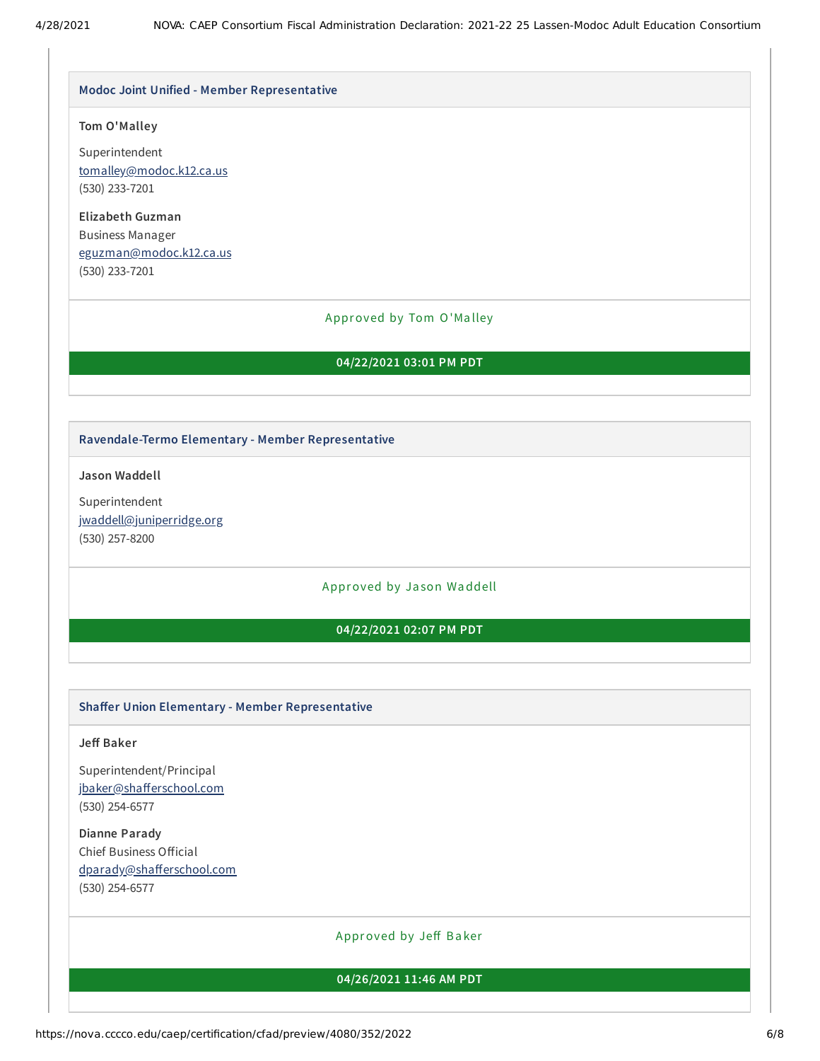### Modoc Joint Unified - Member Representative

**Tom O'Malley**

Superintendent
tomalley@modoc.k12.ca.us
(530) 233-7201

**Elizabeth Guzman**
Business Manager
eguzman@modoc.k12.ca.us
(530) 233-7201

Approved by Tom O'Malley

**04/22/2021 03:01 PM PDT**

### Ravendale-Termo Elementary - Member Representative

**Jason Waddell**

Superintendent
jwaddell@juniperridge.org
(530) 257-8200

Approved by Jason Waddell

**04/22/2021 02:07 PM PDT**

### Shaffer Union Elementary - Member Representative

**Jeff Baker**

Superintendent/Principal
jbaker@shafferschool.com
(530) 254-6577

**Dianne Parady**
Chief Business Official
dparady@shafferschool.com
(530) 254-6577

Approved by Jeff Baker

**04/26/2021 11:46 AM PDT**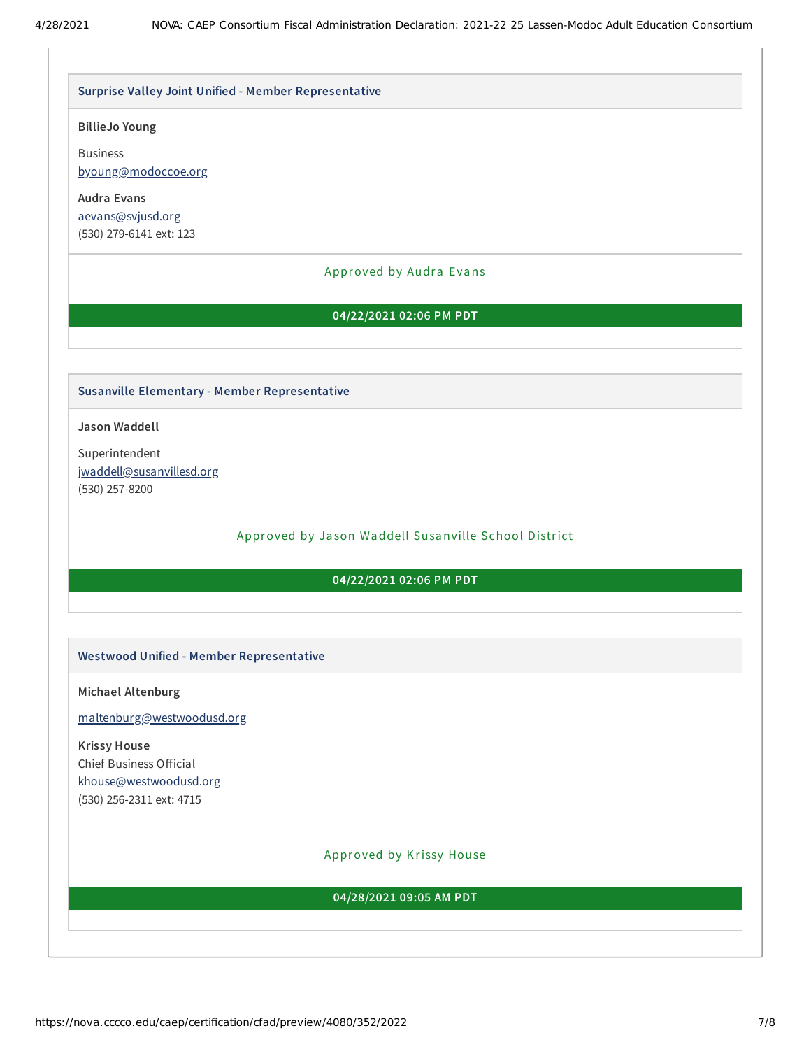### Surprise Valley Joint Unified - Member Representative

**BillieJo Young**

Business
byoung@modoccoe.org

**Audra Evans**
aevans@svjusd.org
(530) 279-6141 ext: 123

Approved by Audra Evans

**04/22/2021 02:06 PM PDT**

### Susanville Elementary - Member Representative

**Jason Waddell**

Superintendent
jwaddell@susanvillesd.org
(530) 257-8200

Approved by Jason Waddell Susanville School District

**04/22/2021 02:06 PM PDT**

### Westwood Unified - Member Representative

**Michael Altenburg**

maltenburg@westwoodusd.org

**Krissy House**
Chief Business Official
khouse@westwoodusd.org
(530) 256-2311 ext: 4715

Approved by Krissy House

**04/28/2021 09:05 AM PDT**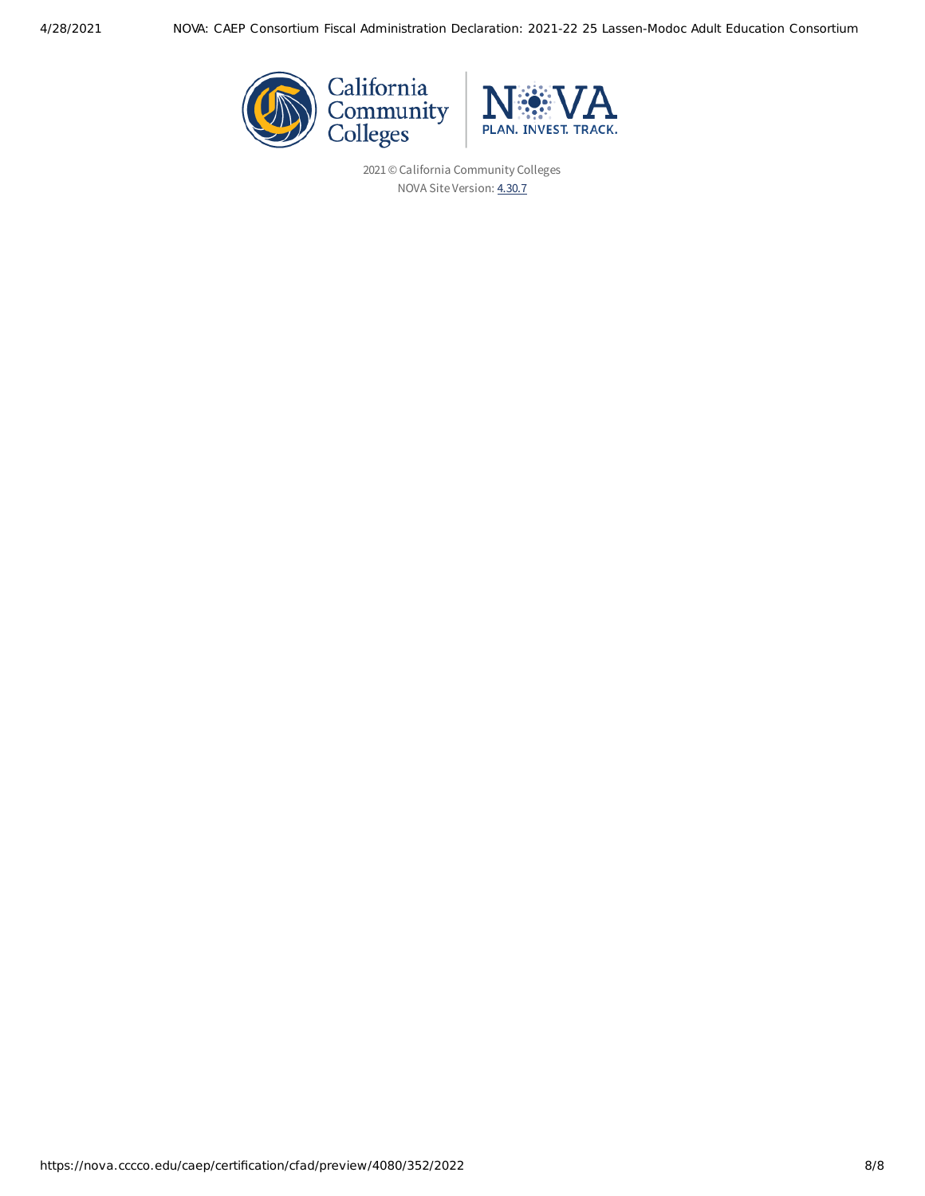2021 © California Community Colleges
NOVA Site Version: 4.30.7